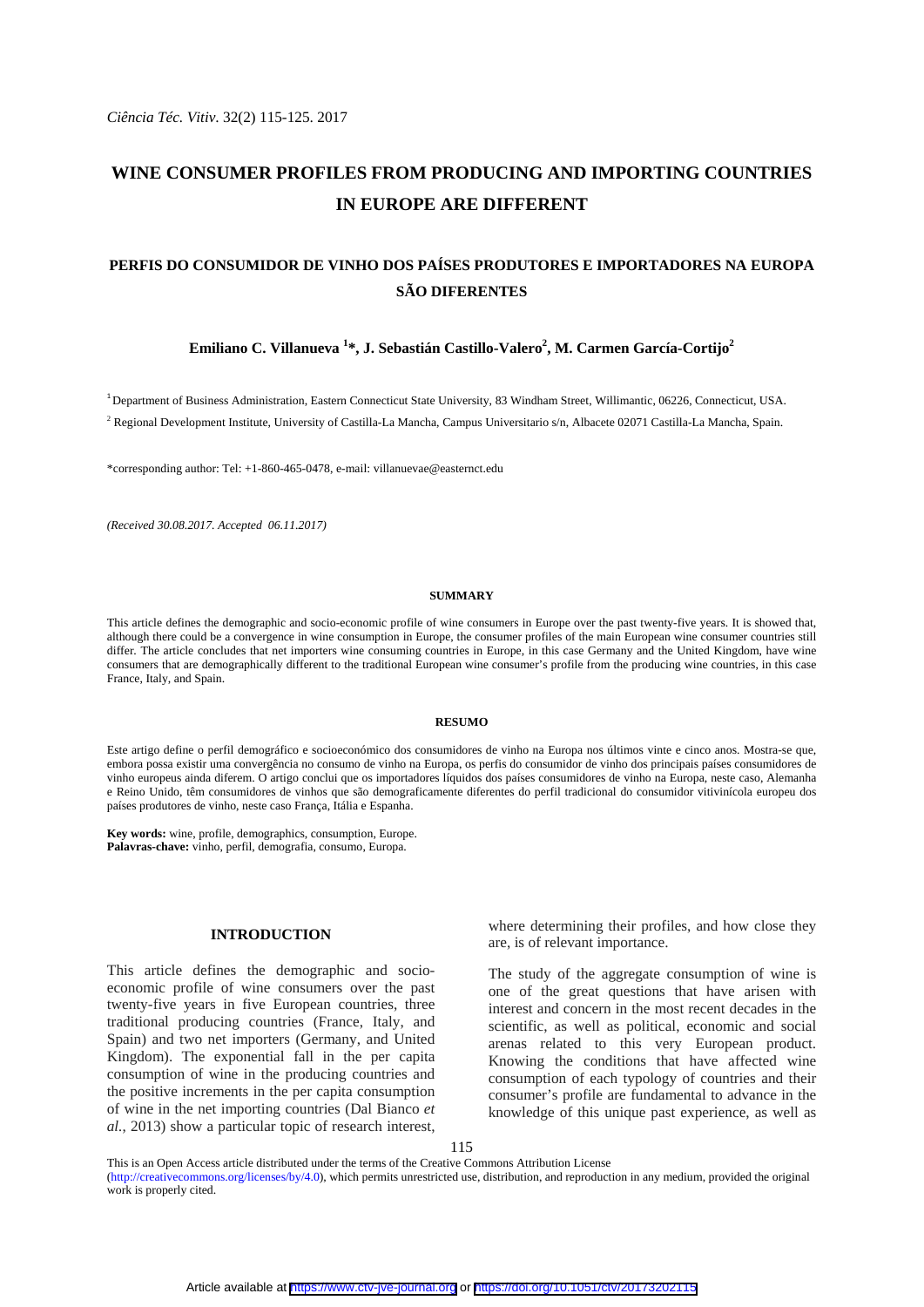# WINE CONSUMER PROFILES FROM PRODUCING AND IMPORTING COUNTRIES IN EUROPE ARE DIFFERENT

## PERFIS DO CONSUMIDOR DE VINHO DOS PAÍSES PRODUTORES E IMPORTADORES NA EUROPA SÃO DIFERENTES

**Emiliano C. Villanueva [1]\*, J. Sebastián Castillo-Valero[2], M. Carmen García-Cortijo[2]**

[1] Department of Business Administration, Eastern Connecticut State University, 83 Windham Street, Willimantic, 06226, Connecticut, USA.

[2] Regional Development Institute, University of Castilla-La Mancha, Campus Universitario s/n, Albacete 02071 Castilla-La Mancha, Spain.

\*corresponding author: Tel: +1-860-465-0478, e-mail: villanuevae@easternct.edu

*(Received 30.08.2017. Accepted 06.11.2017)*

### SUMMARY

This article defines the demographic and socio-economic profile of wine consumers in Europe over the past twenty-five years. It is showed that, although there could be a convergence in wine consumption in Europe, the consumer profiles of the main European wine consumer countries still differ. The article concludes that net importers wine consuming countries in Europe, in this case Germany and the United Kingdom, have wine consumers that are demographically different to the traditional European wine consumer's profile from the producing wine countries, in this case France, Italy, and Spain.

### RESUMO

Este artigo define o perfil demográfico e socioeconómico dos consumidores de vinho na Europa nos últimos vinte e cinco anos. Mostra-se que, embora possa existir uma convergência no consumo de vinho na Europa, os perfis do consumidor de vinho dos principais países consumidores de vinho europeus ainda diferem. O artigo conclui que os importadores líquidos dos países consumidores de vinho na Europa, neste caso, Alemanha e Reino Unido, têm consumidores de vinhos que são demograficamente diferentes do perfil tradicional do consumidor vitivinícola europeu dos países produtores de vinho, neste caso França, Itália e Espanha.

**Key words:** wine, profile, demographics, consumption, Europe.
**Palavras-chave:** vinho, perfil, demografia, consumo, Europa.

## INTRODUCTION

This article defines the demographic and socio-economic profile of wine consumers over the past twenty-five years in five European countries, three traditional producing countries (France, Italy, and Spain) and two net importers (Germany, and United Kingdom). The exponential fall in the per capita consumption of wine in the producing countries and the positive increments in the per capita consumption of wine in the net importing countries (Dal Bianco *et al.*, 2013) show a particular topic of research interest, where determining their profiles, and how close they are, is of relevant importance.

The study of the aggregate consumption of wine is one of the great questions that have arisen with interest and concern in the most recent decades in the scientific, as well as political, economic and social arenas related to this very European product. Knowing the conditions that have affected wine consumption of each typology of countries and their consumer's profile are fundamental to advance in the knowledge of this unique past experience, as well as

This is an Open Access article distributed under the terms of the Creative Commons Attribution License (http://creativecommons.org/licenses/by/4.0), which permits unrestricted use, distribution, and reproduction in any medium, provided the original work is properly cited.

Article available at https://www.ctv-jve-journal.org or https://doi.org/10.1051/ctv/20173202115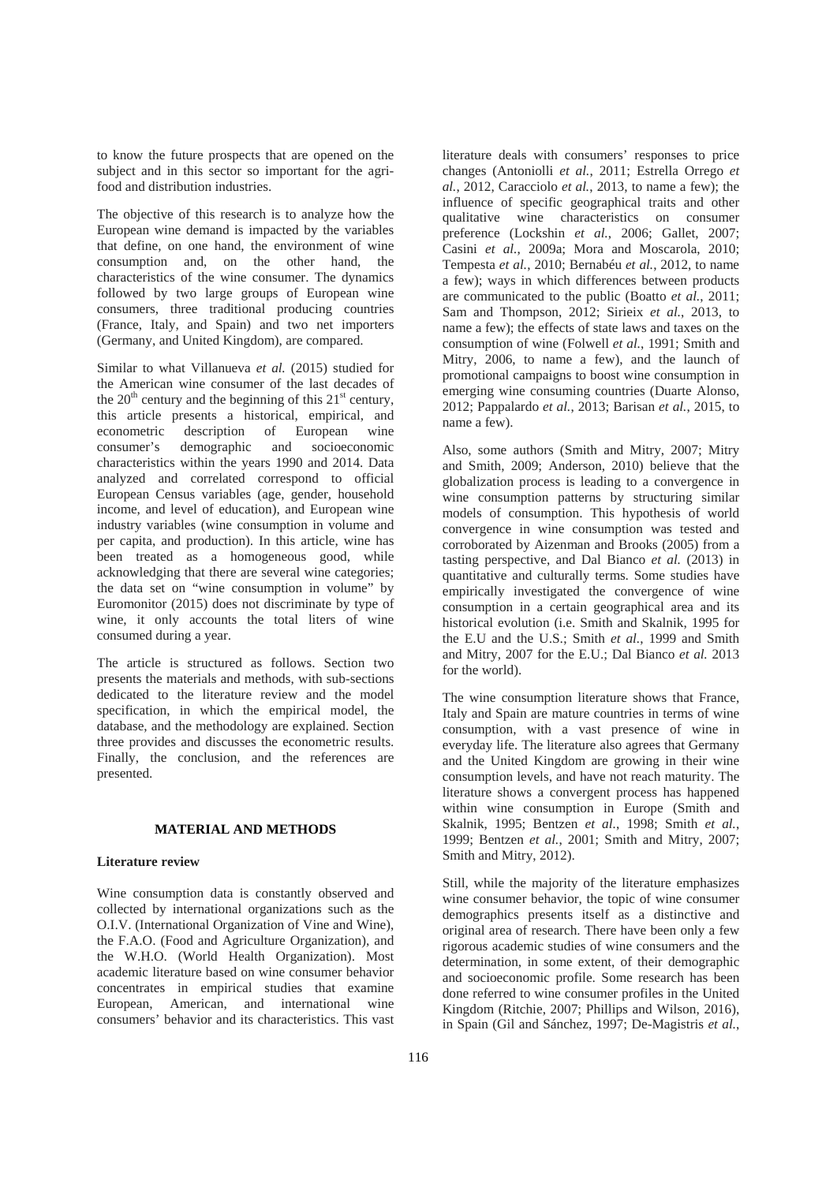to know the future prospects that are opened on the subject and in this sector so important for the agri-food and distribution industries.

The objective of this research is to analyze how the European wine demand is impacted by the variables that define, on one hand, the environment of wine consumption and, on the other hand, the characteristics of the wine consumer. The dynamics followed by two large groups of European wine consumers, three traditional producing countries (France, Italy, and Spain) and two net importers (Germany, and United Kingdom), are compared.

Similar to what Villanueva *et al.* (2015) studied for the American wine consumer of the last decades of the $20^{th}$ century and the beginning of this $21^{st}$ century, this article presents a historical, empirical, and econometric description of European wine consumer's demographic and socioeconomic characteristics within the years 1990 and 2014. Data analyzed and correlated correspond to official European Census variables (age, gender, household income, and level of education), and European wine industry variables (wine consumption in volume and per capita, and production). In this article, wine has been treated as a homogeneous good, while acknowledging that there are several wine categories; the data set on "wine consumption in volume" by Euromonitor (2015) does not discriminate by type of wine, it only accounts the total liters of wine consumed during a year.

The article is structured as follows. Section two presents the materials and methods, with sub-sections dedicated to the literature review and the model specification, in which the empirical model, the database, and the methodology are explained. Section three provides and discusses the econometric results. Finally, the conclusion, and the references are presented.

## MATERIAL AND METHODS

### Literature review

Wine consumption data is constantly observed and collected by international organizations such as the O.I.V. (International Organization of Vine and Wine), the F.A.O. (Food and Agriculture Organization), and the W.H.O. (World Health Organization). Most academic literature based on wine consumer behavior concentrates in empirical studies that examine European, American, and international wine consumers' behavior and its characteristics. This vast literature deals with consumers' responses to price changes (Antoniolli *et al.*, 2011; Estrella Orrego *et al.*, 2012, Caracciolo *et al.*, 2013, to name a few); the influence of specific geographical traits and other qualitative wine characteristics on consumer preference (Lockshin *et al.*, 2006; Gallet, 2007; Casini *et al.*, 2009a; Mora and Moscarola, 2010; Tempesta *et al.*, 2010; Bernabéu *et al.*, 2012, to name a few); ways in which differences between products are communicated to the public (Boatto *et al.*, 2011; Sam and Thompson, 2012; Sirieix *et al.*, 2013, to name a few); the effects of state laws and taxes on the consumption of wine (Folwell *et al.*, 1991; Smith and Mitry, 2006, to name a few), and the launch of promotional campaigns to boost wine consumption in emerging wine consuming countries (Duarte Alonso, 2012; Pappalardo *et al.*, 2013; Barisan *et al.*, 2015, to name a few).

Also, some authors (Smith and Mitry, 2007; Mitry and Smith, 2009; Anderson, 2010) believe that the globalization process is leading to a convergence in wine consumption patterns by structuring similar models of consumption. This hypothesis of world convergence in wine consumption was tested and corroborated by Aizenman and Brooks (2005) from a tasting perspective, and Dal Bianco *et al.* (2013) in quantitative and culturally terms. Some studies have empirically investigated the convergence of wine consumption in a certain geographical area and its historical evolution (i.e. Smith and Skalnik, 1995 for the E.U and the U.S.; Smith *et al.*, 1999 and Smith and Mitry, 2007 for the E.U.; Dal Bianco *et al.* 2013 for the world).

The wine consumption literature shows that France, Italy and Spain are mature countries in terms of wine consumption, with a vast presence of wine in everyday life. The literature also agrees that Germany and the United Kingdom are growing in their wine consumption levels, and have not reach maturity. The literature shows a convergent process has happened within wine consumption in Europe (Smith and Skalnik, 1995; Bentzen *et al.*, 1998; Smith *et al.*, 1999; Bentzen *et al.*, 2001; Smith and Mitry, 2007; Smith and Mitry, 2012).

Still, while the majority of the literature emphasizes wine consumer behavior, the topic of wine consumer demographics presents itself as a distinctive and original area of research. There have been only a few rigorous academic studies of wine consumers and the determination, in some extent, of their demographic and socioeconomic profile. Some research has been done referred to wine consumer profiles in the United Kingdom (Ritchie, 2007; Phillips and Wilson, 2016), in Spain (Gil and Sánchez, 1997; De-Magistris *et al.*,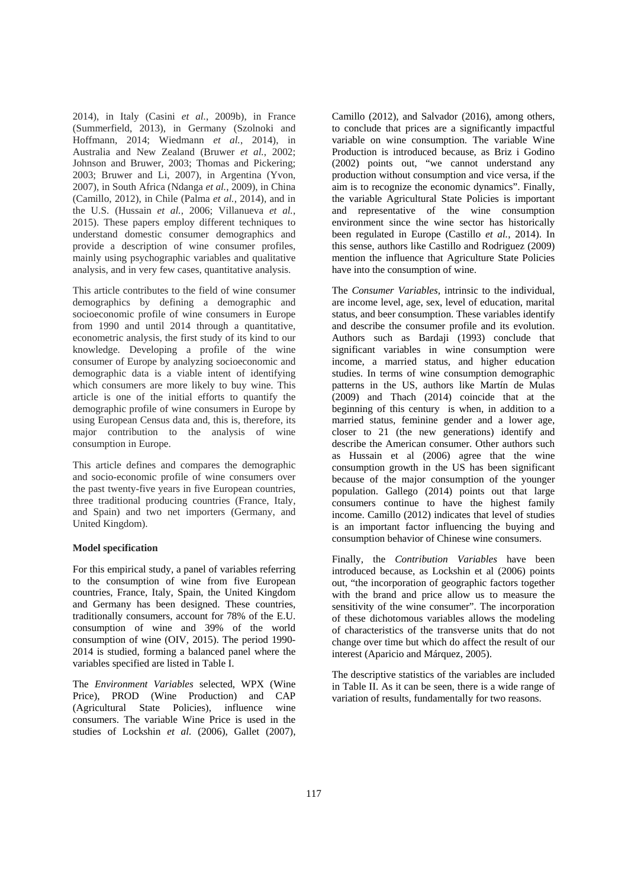2014), in Italy (Casini *et al.*, 2009b), in France (Summerfield, 2013), in Germany (Szolnoki and Hoffmann, 2014; Wiedmann *et al.*, 2014), in Australia and New Zealand (Bruwer *et al.*, 2002; Johnson and Bruwer, 2003; Thomas and Pickering; 2003; Bruwer and Li, 2007), in Argentina (Yvon, 2007), in South Africa (Ndanga *et al.*, 2009), in China (Camillo, 2012), in Chile (Palma *et al.*, 2014), and in the U.S. (Hussain *et al.*, 2006; Villanueva *et al.*, 2015). These papers employ different techniques to understand domestic consumer demographics and provide a description of wine consumer profiles, mainly using psychographic variables and qualitative analysis, and in very few cases, quantitative analysis.

This article contributes to the field of wine consumer demographics by defining a demographic and socioeconomic profile of wine consumers in Europe from 1990 and until 2014 through a quantitative, econometric analysis, the first study of its kind to our knowledge. Developing a profile of the wine consumer of Europe by analyzing socioeconomic and demographic data is a viable intent of identifying which consumers are more likely to buy wine. This article is one of the initial efforts to quantify the demographic profile of wine consumers in Europe by using European Census data and, this is, therefore, its major contribution to the analysis of wine consumption in Europe.

This article defines and compares the demographic and socio-economic profile of wine consumers over the past twenty-five years in five European countries, three traditional producing countries (France, Italy, and Spain) and two net importers (Germany, and United Kingdom).

**Model specification**

For this empirical study, a panel of variables referring to the consumption of wine from five European countries, France, Italy, Spain, the United Kingdom and Germany has been designed. These countries, traditionally consumers, account for 78% of the E.U. consumption of wine and 39% of the world consumption of wine (OIV, 2015). The period 1990-2014 is studied, forming a balanced panel where the variables specified are listed in Table I.

The *Environment Variables* selected, WPX (Wine Price), PROD (Wine Production) and CAP (Agricultural State Policies), influence wine consumers. The variable Wine Price is used in the studies of Lockshin *et al*. (2006), Gallet (2007), Camillo (2012), and Salvador (2016), among others, to conclude that prices are a significantly impactful variable on wine consumption. The variable Wine Production is introduced because, as Briz i Godino (2002) points out, "we cannot understand any production without consumption and vice versa, if the aim is to recognize the economic dynamics". Finally, the variable Agricultural State Policies is important and representative of the wine consumption environment since the wine sector has historically been regulated in Europe (Castillo *et al.*, 2014). In this sense, authors like Castillo and Rodriguez (2009) mention the influence that Agriculture State Policies have into the consumption of wine.

The *Consumer Variables*, intrinsic to the individual, are income level, age, sex, level of education, marital status, and beer consumption. These variables identify and describe the consumer profile and its evolution. Authors such as Bardaji (1993) conclude that significant variables in wine consumption were income, a married status, and higher education studies. In terms of wine consumption demographic patterns in the US, authors like Martín de Mulas (2009) and Thach (2014) coincide that at the beginning of this century is when, in addition to a married status, feminine gender and a lower age, closer to 21 (the new generations) identify and describe the American consumer. Other authors such as Hussain et al (2006) agree that the wine consumption growth in the US has been significant because of the major consumption of the younger population. Gallego (2014) points out that large consumers continue to have the highest family income. Camillo (2012) indicates that level of studies is an important factor influencing the buying and consumption behavior of Chinese wine consumers.

Finally, the *Contribution Variables* have been introduced because, as Lockshin et al (2006) points out, "the incorporation of geographic factors together with the brand and price allow us to measure the sensitivity of the wine consumer". The incorporation of these dichotomous variables allows the modeling of characteristics of the transverse units that do not change over time but which do affect the result of our interest (Aparicio and Márquez, 2005).

The descriptive statistics of the variables are included in Table II. As it can be seen, there is a wide range of variation of results, fundamentally for two reasons.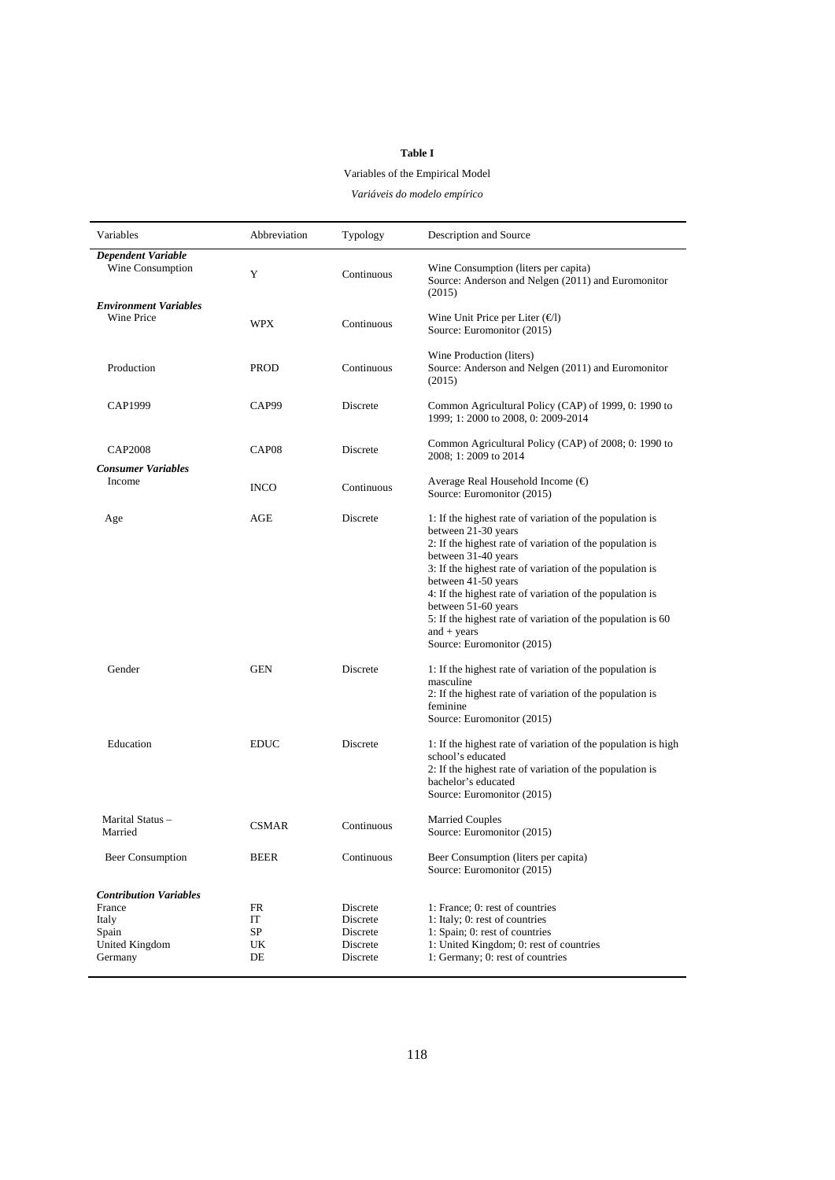**Table I**

Variables of the Empirical Model

*Variáveis do modelo empírico*

| Variables | Abbreviation | Typology | Description and Source |
|---|---|---|---|
| ***Dependent Variable*** | | | |
| Wine Consumption | Y | Continuous | Wine Consumption (liters per capita) Source: Anderson and Nelgen (2011) and Euromonitor (2015) |
| ***Environment Variables*** | | | |
| Wine Price | WPX | Continuous | Wine Unit Price per Liter (€/l) Source: Euromonitor (2015) |
| Production | PROD | Continuous | Wine Production (liters) Source: Anderson and Nelgen (2011) and Euromonitor (2015) |
| CAP1999 | CAP99 | Discrete | Common Agricultural Policy (CAP) of 1999, 0: 1990 to 1999; 1: 2000 to 2008, 0: 2009-2014 |
| CAP2008 | CAP08 | Discrete | Common Agricultural Policy (CAP) of 2008; 0: 1990 to 2008; 1: 2009 to 2014 |
| ***Consumer Variables*** | | | |
| Income | INCO | Continuous | Average Real Household Income (€) Source: Euromonitor (2015) |
| Age | AGE | Discrete | 1: If the highest rate of variation of the population is between 21-30 years<br>2: If the highest rate of variation of the population is between 31-40 years<br>3: If the highest rate of variation of the population is between 41-50 years<br>4: If the highest rate of variation of the population is between 51-60 years<br>5: If the highest rate of variation of the population is 60 and + years<br>Source: Euromonitor (2015) |
| Gender | GEN | Discrete | 1: If the highest rate of variation of the population is masculine<br>2: If the highest rate of variation of the population is feminine<br>Source: Euromonitor (2015) |
| Education | EDUC | Discrete | 1: If the highest rate of variation of the population is high school's educated<br>2: If the highest rate of variation of the population is bachelor's educated<br>Source: Euromonitor (2015) |
| Marital Status – Married | CSMAR | Continuous | Married Couples Source: Euromonitor (2015) |
| Beer Consumption | BEER | Continuous | Beer Consumption (liters per capita) Source: Euromonitor (2015) |
| ***Contribution Variables*** | | | |
| France | FR | Discrete | 1: France; 0: rest of countries |
| Italy | IT | Discrete | 1: Italy; 0: rest of countries |
| Spain | SP | Discrete | 1: Spain; 0: rest of countries |
| United Kingdom | UK | Discrete | 1: United Kingdom; 0: rest of countries |
| Germany | DE | Discrete | 1: Germany; 0: rest of countries |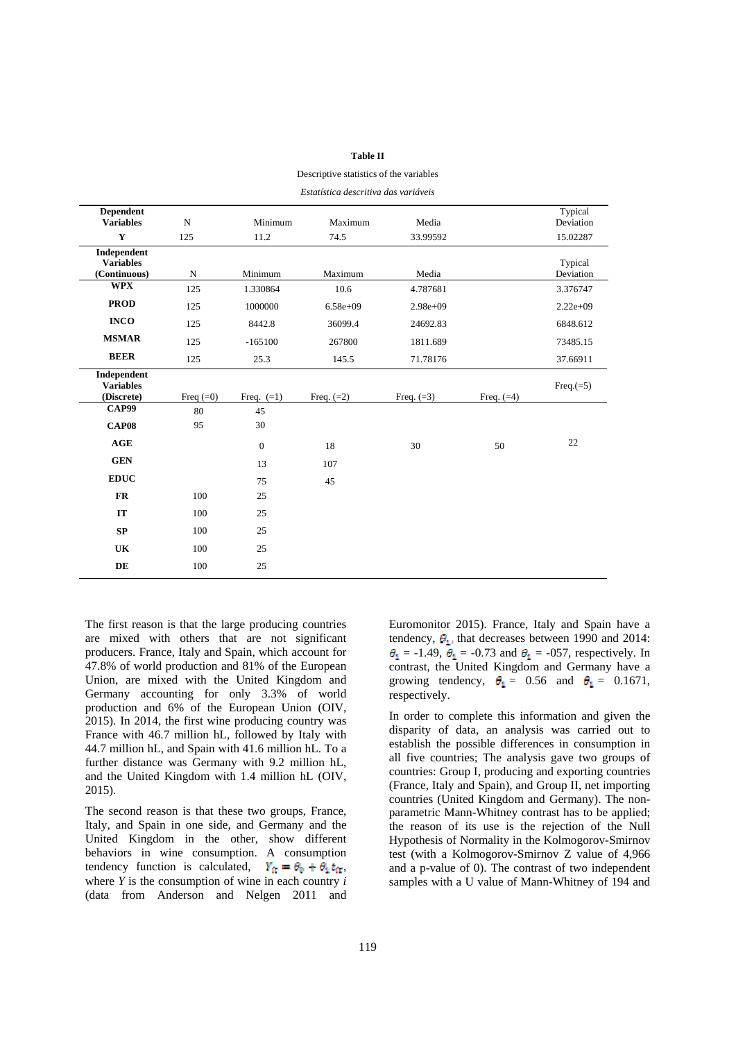**Table II**

Descriptive statistics of the variables

*Estatística descritiva das variáveis*

| **Dependent Variables** | N | Minimum | Maximum | Media | | Typical Deviation |
|---|---|---|---|---|---|---|
| **Y** | 125 | 11.2 | 74.5 | 33.99592 | | 15.02287 |
| **Independent Variables (Continuous)** | N | Minimum | Maximum | Media | | Typical Deviation |
| **WPX** | 125 | 1.330864 | 10.6 | 4.787681 | | 3.376747 |
| **PROD** | 125 | 1000000 | 6.58e+09 | 2.98e+09 | | 2.22e+09 |
| **INCO** | 125 | 8442.8 | 36099.4 | 24692.83 | | 6848.612 |
| **MSMAR** | 125 | -165100 | 267800 | 1811.689 | | 73485.15 |
| **BEER** | 125 | 25.3 | 145.5 | 71.78176 | | 37.66911 |
| **Independent Variables (Discrete)** | Freq (=0) | Freq. (=1) | Freq. (=2) | Freq. (=3) | Freq. (=4) | Freq.(=5) |
| **CAP99** | 80 | 45 | | | | |
| **CAP08** | 95 | 30 | | | | |
| **AGE** | | 0 | 18 | 30 | 50 | 22 |
| **GEN** | | 13 | 107 | | | |
| **EDUC** | | 75 | 45 | | | |
| **FR** | 100 | 25 | | | | |
| **IT** | 100 | 25 | | | | |
| **SP** | 100 | 25 | | | | |
| **UK** | 100 | 25 | | | | |
| **DE** | 100 | 25 | | | | |

The first reason is that the large producing countries are mixed with others that are not significant producers. France, Italy and Spain, which account for 47.8% of world production and 81% of the European Union, are mixed with the United Kingdom and Germany accounting for only 3.3% of world production and 6% of the European Union (OIV, 2015). In 2014, the first wine producing country was France with 46.7 million hL, followed by Italy with 44.7 million hL, and Spain with 41.6 million hL. To a further distance was Germany with 9.2 million hL, and the United Kingdom with 1.4 million hL (OIV, 2015).

The second reason is that these two groups, France, Italy, and Spain in one side, and Germany and the United Kingdom in the other, show different behaviors in wine consumption. A consumption tendency function is calculated, $Y_{it} = \theta_0 + \theta_1 t_{it}$, where *Y* is the consumption of wine in each country *i* (data from Anderson and Nelgen 2011 and Euromonitor 2015). France, Italy and Spain have a tendency, $\theta_1$, that decreases between 1990 and 2014: $\theta_1$ = -1.49, $\theta_1$ = -0.73 and $\theta_1$ = -057, respectively. In contrast, the United Kingdom and Germany have a growing tendency, $\theta_1$ = 0.56 and $\theta_1$ = 0.1671, respectively.

In order to complete this information and given the disparity of data, an analysis was carried out to establish the possible differences in consumption in all five countries; The analysis gave two groups of countries: Group I, producing and exporting countries (France, Italy and Spain), and Group II, net importing countries (United Kingdom and Germany). The non-parametric Mann-Whitney contrast has to be applied; the reason of its use is the rejection of the Null Hypothesis of Normality in the Kolmogorov-Smirnov test (with a Kolmogorov-Smirnov Z value of 4,966 and a p-value of 0). The contrast of two independent samples with a U value of Mann-Whitney of 194 and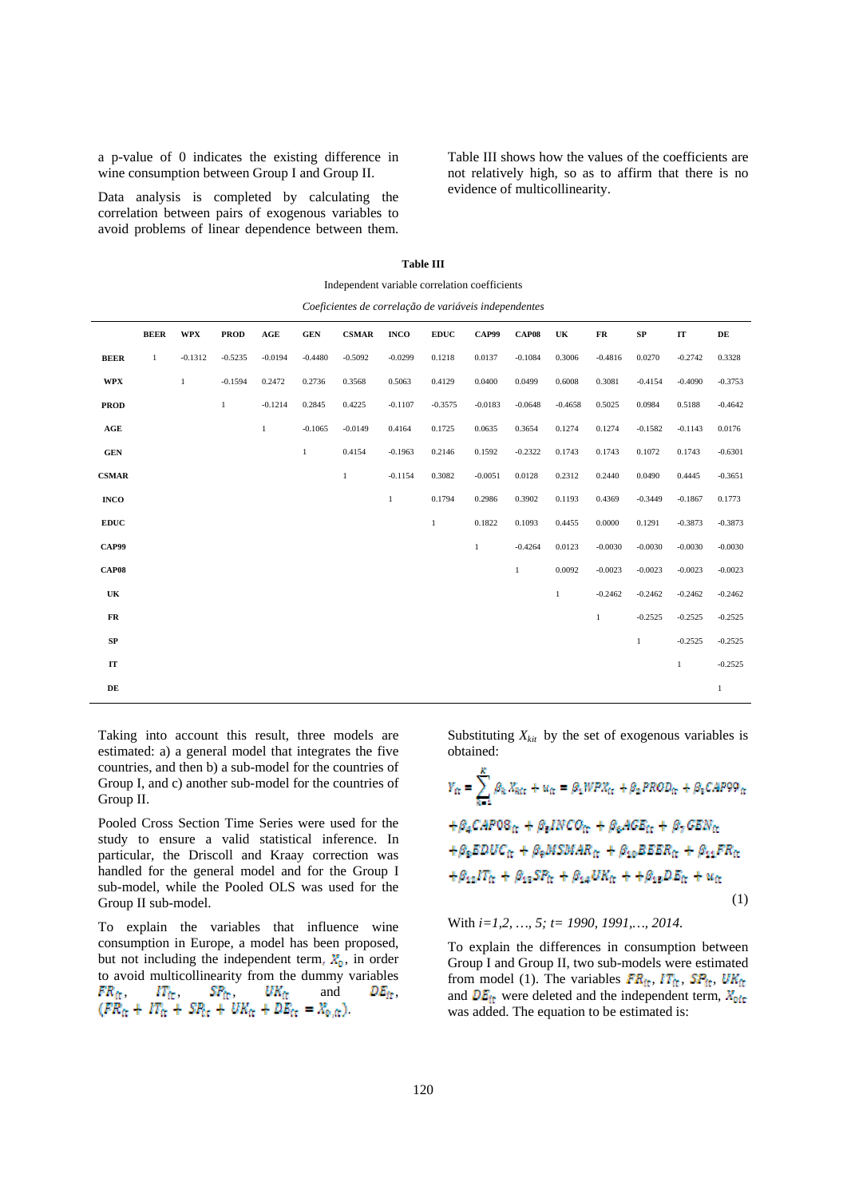a p-value of 0 indicates the existing difference in wine consumption between Group I and Group II.

Data analysis is completed by calculating the correlation between pairs of exogenous variables to avoid problems of linear dependence between them.

Table III shows how the values of the coefficients are not relatively high, so as to affirm that there is no evidence of multicollinearity.

**Table III**

Independent variable correlation coefficients

*Coeficientes de correlação de variáveis independentes*

| | BEER | WPX | PROD | AGE | GEN | CSMAR | INCO | EDUC | CAP99 | CAP08 | UK | FR | SP | IT | DE |
|---|---|---|---|---|---|---|---|---|---|---|---|---|---|---|---|
| **BEER** | 1 | -0.1312 | -0.5235 | -0.0194 | -0.4480 | -0.5092 | -0.0299 | 0.1218 | 0.0137 | -0.1084 | 0.3006 | -0.4816 | 0.0270 | -0.2742 | 0.3328 |
| **WPX** | | 1 | -0.1594 | 0.2472 | 0.2736 | 0.3568 | 0.5063 | 0.4129 | 0.0400 | 0.0499 | 0.6008 | 0.3081 | -0.4154 | -0.4090 | -0.3753 |
| **PROD** | | | 1 | -0.1214 | 0.2845 | 0.4225 | -0.1107 | -0.3575 | -0.0183 | -0.0648 | -0.4658 | 0.5025 | 0.0984 | 0.5188 | -0.4642 |
| **AGE** | | | | 1 | -0.1065 | -0.0149 | 0.4164 | 0.1725 | 0.0635 | 0.3654 | 0.1274 | 0.1274 | -0.1582 | -0.1143 | 0.0176 |
| **GEN** | | | | | 1 | 0.4154 | -0.1963 | 0.2146 | 0.1592 | -0.2322 | 0.1743 | 0.1743 | 0.1072 | 0.1743 | -0.6301 |
| **CSMAR** | | | | | | 1 | -0.1154 | 0.3082 | -0.0051 | 0.0128 | 0.2312 | 0.2440 | 0.0490 | 0.4445 | -0.3651 |
| **INCO** | | | | | | | 1 | 0.1794 | 0.2986 | 0.3902 | 0.1193 | 0.4369 | -0.3449 | -0.1867 | 0.1773 |
| **EDUC** | | | | | | | | 1 | 0.1822 | 0.1093 | 0.4455 | 0.0000 | 0.1291 | -0.3873 | -0.3873 |
| **CAP99** | | | | | | | | | 1 | -0.4264 | 0.0123 | -0.0030 | -0.0030 | -0.0030 | -0.0030 |
| **CAP08** | | | | | | | | | | 1 | 0.0092 | -0.0023 | -0.0023 | -0.0023 | -0.0023 |
| **UK** | | | | | | | | | | | 1 | -0.2462 | -0.2462 | -0.2462 | -0.2462 |
| **FR** | | | | | | | | | | | | 1 | -0.2525 | -0.2525 | -0.2525 |
| **SP** | | | | | | | | | | | | | 1 | -0.2525 | -0.2525 |
| **IT** | | | | | | | | | | | | | | 1 | -0.2525 |
| **DE** | | | | | | | | | | | | | | | 1 |

Taking into account this result, three models are estimated: a) a general model that integrates the five countries, and then b) a sub-model for the countries of Group I, and c) another sub-model for the countries of Group II.

Pooled Cross Section Time Series were used for the study to ensure a valid statistical inference. In particular, the Driscoll and Kraay correction was handled for the general model and for the Group I sub-model, while the Pooled OLS was used for the Group II sub-model.

To explain the variables that influence wine consumption in Europe, a model has been proposed, but not including the independent term, $X_0$, in order to avoid multicollinearity from the dummy variables $FR_{it}$, $IT_{it}$, $SP_{it}$, $UK_{it}$ and $DE_{it}$, $(FR_{it} + IT_{it} + SP_{it} + UK_{it} + DE_{it} = X_{0,it})$.

Substituting $X_{kit}$ by the set of exogenous variables is obtained:

$$Y_{it} = \sum_{k=1}^{K} \beta_k X_{kit} + u_{it} = \beta_1 WPX_{it} + \beta_2 PROD_{it} + \beta_3 CAP99_{it} + \beta_4 CAP08_{it} + \beta_5 INCO_{it} + \beta_6 AGE_{it} + \beta_7 GEN_{it} + \beta_8 EDUC_{it} + \beta_9 MSMAR_{it} + \beta_{10} BEER_{it} + \beta_{11} FR_{it} + \beta_{12} IT_{it} + \beta_{13} SP_{it} + \beta_{14} UK_{it} + +\beta_{15} DE_{it} + u_{it} \quad (1)$$

With $i=1,2,\ldots,5$; $t= 1990, 1991,\ldots, 2014$.

To explain the differences in consumption between Group I and Group II, two sub-models were estimated from model (1). The variables $FR_{it}$, $IT_{it}$, $SP_{it}$, $UK_{it}$ and $DE_{it}$ were deleted and the independent term, $X_{0it}$ was added. The equation to be estimated is: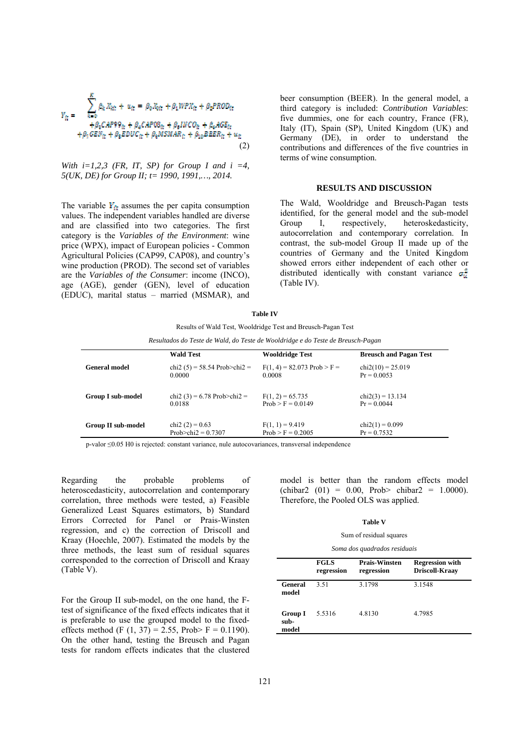$$Y_{it} = \sum_{k=0}^{K} \beta_k X_{kit} + u_{it} = \beta_0 X_{0it} + \beta_1 WPX_{it} + \beta_2 PROD_{it} + \beta_3 CAP99_{it} + \beta_4 CAP08_{it} + \beta_5 INCO_{it} + \beta_6 AGE_{it} + \beta_7 GEN_{it} + \beta_8 EDUC_{it} + \beta_9 MSMAR_{it} + \beta_{10} BEER_{it} + u_{it} \quad (2)$$

*With i=1,2,3 (FR, IT, SP) for Group I and i =4, 5(UK, DE) for Group II; t= 1990, 1991,…, 2014.*

The variable $Y_{it}$ assumes the per capita consumption values. The independent variables handled are diverse and are classified into two categories. The first category is the *Variables of the Environment*: wine price (WPX), impact of European policies - Common Agricultural Policies (CAP99, CAP08), and country's wine production (PROD). The second set of variables are the *Variables of the Consumer*: income (INCO), age (AGE), gender (GEN), level of education (EDUC), marital status – married (MSMAR), and beer consumption (BEER). In the general model, a third category is included: *Contribution Variables*: five dummies, one for each country, France (FR), Italy (IT), Spain (SP), United Kingdom (UK) and Germany (DE), in order to understand the contributions and differences of the five countries in terms of wine consumption.

## RESULTS AND DISCUSSION

The Wald, Wooldridge and Breusch-Pagan tests identified, for the general model and the sub-model Group I, respectively, heteroskedasticity, autocorrelation and contemporary correlation. In contrast, the sub-model Group II made up of the countries of Germany and the United Kingdom showed errors either independent of each other or distributed identically with constant variance $\sigma_u^2$ (Table IV).

**Table IV**

Results of Wald Test, Wooldridge Test and Breusch-Pagan Test

*Resultados do Teste de Wald, do Teste de Wooldridge e do Teste de Breusch-Pagan*

| | Wald Test | Wooldridge Test | Breusch and Pagan Test |
|---|---|---|---|
| **General model** | chi2 (5) = 58.54 Prob>chi2 = 0.0000 | F(1, 4) = 82.073 Prob > F = 0.0008 | chi2(10) = 25.019 Pr = 0.0053 |
| **Group I sub-model** | chi2 (3) = 6.78 Prob>chi2 = 0.0188 | F(1, 2) = 65.735 Prob > F = 0.0149 | chi2(3) = 13.134 Pr = 0.0044 |
| **Group II sub-model** | chi2 (2) = 0.63 Prob>chi2 = 0.7307 | F(1, 1) = 9.419 Prob > F = 0.2005 | chi2(1) = 0.099 Pr = 0.7532 |

p-valor ≤0.05 H0 is rejected: constant variance, nule autocovariances, transversal independence

Regarding the probable problems of heteroscedasticity, autocorrelation and contemporary correlation, three methods were tested, a) Feasible Generalized Least Squares estimators, b) Standard Errors Corrected for Panel or Prais-Winsten regression, and c) the correction of Driscoll and Kraay (Hoechle, 2007). Estimated the models by the three methods, the least sum of residual squares corresponded to the correction of Driscoll and Kraay (Table V).

For the Group II sub-model, on the one hand, the F-test of significance of the fixed effects indicates that it is preferable to use the grouped model to the fixed-effects method (F (1, 37) = 2.55, Prob> F = 0.1190). On the other hand, testing the Breusch and Pagan tests for random effects indicates that the clustered model is better than the random effects model (chibar2 (01) = 0.00, Prob> chibar2 = 1.0000). Therefore, the Pooled OLS was applied.

**Table V**

Sum of residual squares

*Soma dos quadrados residuais*

| | FGLS regression | Prais-Winsten regression | Regression with Driscoll-Kraay |
|---|---|---|---|
| **General model** | 3.51 | 3.1798 | 3.1548 |
| **Group I sub-model** | 5.5316 | 4.8130 | 4.7985 |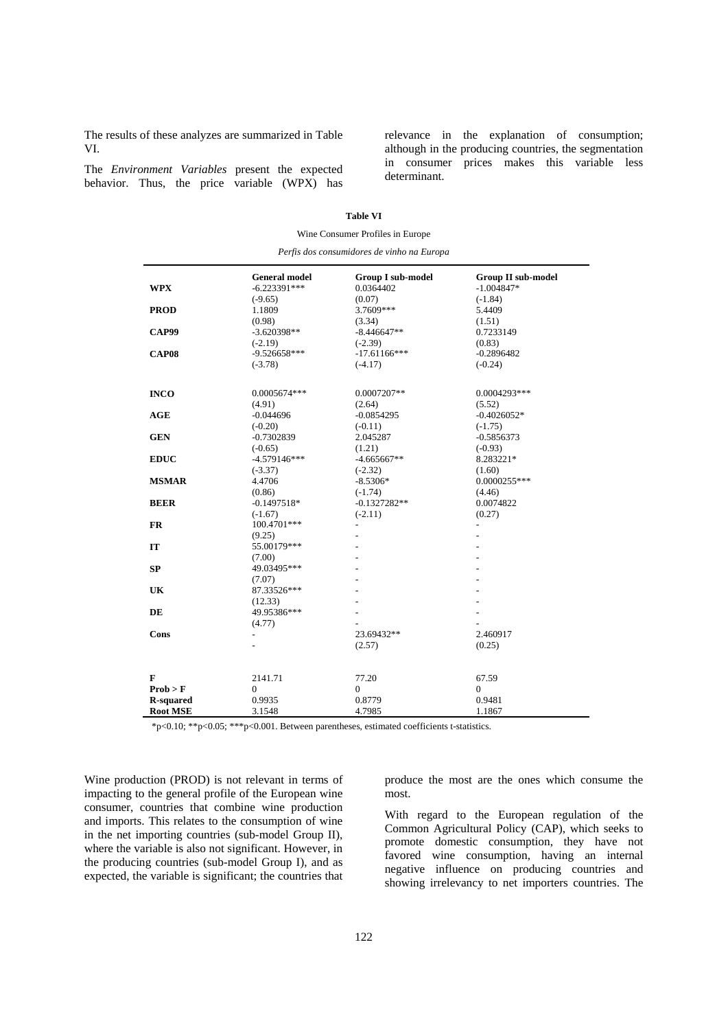The results of these analyzes are summarized in Table VI.

The *Environment Variables* present the expected behavior. Thus, the price variable (WPX) has relevance in the explanation of consumption; although in the producing countries, the segmentation in consumer prices makes this variable less determinant.

**Table VI**

Wine Consumer Profiles in Europe

*Perfis dos consumidores de vinho na Europa*

| | General model | Group I sub-model | Group II sub-model |
|---|---|---|---|
| **WPX** | -6.223391*** | 0.0364402 | -1.004847* |
| | (-9.65) | (0.07) | (-1.84) |
| **PROD** | 1.1809 | 3.7609*** | 5.4409 |
| | (0.98) | (3.34) | (1.51) |
| **CAP99** | -3.620398** | -8.446647** | 0.7233149 |
| | (-2.19) | (-2.39) | (0.83) |
| **CAP08** | -9.526658*** | -17.61166*** | -0.2896482 |
| | (-3.78) | (-4.17) | (-0.24) |
| **INCO** | 0.0005674*** | 0.0007207** | 0.0004293*** |
| | (4.91) | (2.64) | (5.52) |
| **AGE** | -0.044696 | -0.0854295 | -0.4026052* |
| | (-0.20) | (-0.11) | (-1.75) |
| **GEN** | -0.7302839 | 2.045287 | -0.5856373 |
| | (-0.65) | (1.21) | (-0.93) |
| **EDUC** | -4.579146*** | -4.665667** | 8.283221* |
| | (-3.37) | (-2.32) | (1.60) |
| **MSMAR** | 4.4706 | -8.5306* | 0.0000255*** |
| | (0.86) | (-1.74) | (4.46) |
| **BEER** | -0.1497518* | -0.1327282** | 0.0074822 |
| | (-1.67) | (-2.11) | (0.27) |
| **FR** | 100.4701*** | - | - |
| | (9.25) | - | - |
| **IT** | 55.00179*** | - | - |
| | (7.00) | - | - |
| **SP** | 49.03495*** | - | - |
| | (7.07) | - | - |
| **UK** | 87.33526*** | - | - |
| | (12.33) | - | - |
| **DE** | 49.95386*** | - | - |
| | (4.77) | - | - |
| **Cons** | - | 23.69432** | 2.460917 |
| | - | (2.57) | (0.25) |
| **F** | 2141.71 | 77.20 | 67.59 |
| **Prob > F** | 0 | 0 | 0 |
| **R-squared** | 0.9935 | 0.8779 | 0.9481 |
| **Root MSE** | 3.1548 | 4.7985 | 1.1867 |

*p<0.10; **p<0.05; ***p<0.001. Between parentheses, estimated coefficients t-statistics.

Wine production (PROD) is not relevant in terms of impacting to the general profile of the European wine consumer, countries that combine wine production and imports. This relates to the consumption of wine in the net importing countries (sub-model Group II), where the variable is also not significant. However, in the producing countries (sub-model Group I), and as expected, the variable is significant; the countries that produce the most are the ones which consume the most.

With regard to the European regulation of the Common Agricultural Policy (CAP), which seeks to promote domestic consumption, they have not favored wine consumption, having an internal negative influence on producing countries and showing irrelevancy to net importers countries. The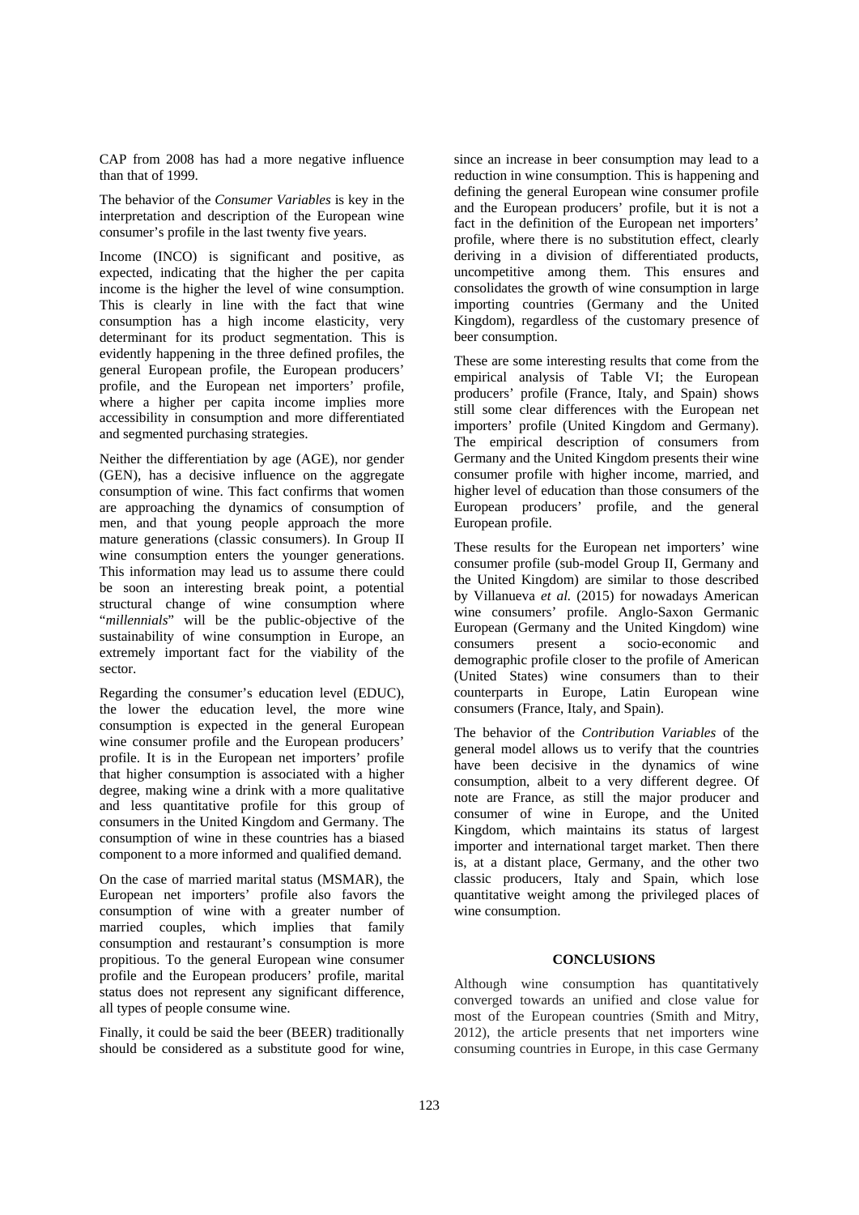CAP from 2008 has had a more negative influence than that of 1999.

The behavior of the *Consumer Variables* is key in the interpretation and description of the European wine consumer's profile in the last twenty five years.

Income (INCO) is significant and positive, as expected, indicating that the higher the per capita income is the higher the level of wine consumption. This is clearly in line with the fact that wine consumption has a high income elasticity, very determinant for its product segmentation. This is evidently happening in the three defined profiles, the general European profile, the European producers' profile, and the European net importers' profile, where a higher per capita income implies more accessibility in consumption and more differentiated and segmented purchasing strategies.

Neither the differentiation by age (AGE), nor gender (GEN), has a decisive influence on the aggregate consumption of wine. This fact confirms that women are approaching the dynamics of consumption of men, and that young people approach the more mature generations (classic consumers). In Group II wine consumption enters the younger generations. This information may lead us to assume there could be soon an interesting break point, a potential structural change of wine consumption where "*millennials*" will be the public-objective of the sustainability of wine consumption in Europe, an extremely important fact for the viability of the sector.

Regarding the consumer's education level (EDUC), the lower the education level, the more wine consumption is expected in the general European wine consumer profile and the European producers' profile. It is in the European net importers' profile that higher consumption is associated with a higher degree, making wine a drink with a more qualitative and less quantitative profile for this group of consumers in the United Kingdom and Germany. The consumption of wine in these countries has a biased component to a more informed and qualified demand.

On the case of married marital status (MSMAR), the European net importers' profile also favors the consumption of wine with a greater number of married couples, which implies that family consumption and restaurant's consumption is more propitious. To the general European wine consumer profile and the European producers' profile, marital status does not represent any significant difference, all types of people consume wine.

Finally, it could be said the beer (BEER) traditionally should be considered as a substitute good for wine, since an increase in beer consumption may lead to a reduction in wine consumption. This is happening and defining the general European wine consumer profile and the European producers' profile, but it is not a fact in the definition of the European net importers' profile, where there is no substitution effect, clearly deriving in a division of differentiated products, uncompetitive among them. This ensures and consolidates the growth of wine consumption in large importing countries (Germany and the United Kingdom), regardless of the customary presence of beer consumption.

These are some interesting results that come from the empirical analysis of Table VI; the European producers' profile (France, Italy, and Spain) shows still some clear differences with the European net importers' profile (United Kingdom and Germany). The empirical description of consumers from Germany and the United Kingdom presents their wine consumer profile with higher income, married, and higher level of education than those consumers of the European producers' profile, and the general European profile.

These results for the European net importers' wine consumer profile (sub-model Group II, Germany and the United Kingdom) are similar to those described by Villanueva *et al.* (2015) for nowadays American wine consumers' profile. Anglo-Saxon Germanic European (Germany and the United Kingdom) wine consumers present a socio-economic and demographic profile closer to the profile of American (United States) wine consumers than to their counterparts in Europe, Latin European wine consumers (France, Italy, and Spain).

The behavior of the *Contribution Variables* of the general model allows us to verify that the countries have been decisive in the dynamics of wine consumption, albeit to a very different degree. Of note are France, as still the major producer and consumer of wine in Europe, and the United Kingdom, which maintains its status of largest importer and international target market. Then there is, at a distant place, Germany, and the other two classic producers, Italy and Spain, which lose quantitative weight among the privileged places of wine consumption.

## CONCLUSIONS

Although wine consumption has quantitatively converged towards an unified and close value for most of the European countries (Smith and Mitry, 2012), the article presents that net importers wine consuming countries in Europe, in this case Germany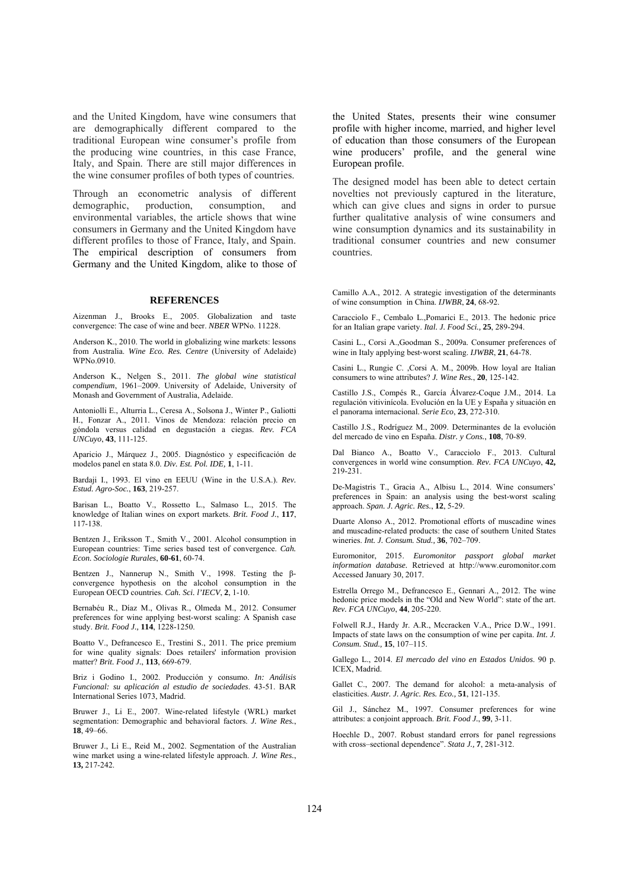and the United Kingdom, have wine consumers that are demographically different compared to the traditional European wine consumer's profile from the producing wine countries, in this case France, Italy, and Spain. There are still major differences in the wine consumer profiles of both types of countries.

Through an econometric analysis of different demographic, production, consumption, and environmental variables, the article shows that wine consumers in Germany and the United Kingdom have different profiles to those of France, Italy, and Spain. The empirical description of consumers from Germany and the United Kingdom, alike to those of the United States, presents their wine consumer profile with higher income, married, and higher level of education than those consumers of the European wine producers' profile, and the general wine European profile.

The designed model has been able to detect certain novelties not previously captured in the literature, which can give clues and signs in order to pursue further qualitative analysis of wine consumers and wine consumption dynamics and its sustainability in traditional consumer countries and new consumer countries.

## REFERENCES

Aizenman J., Brooks E., 2005. Globalization and taste convergence: The case of wine and beer. *NBER* WPNo. 11228.

Anderson K., 2010. The world in globalizing wine markets: lessons from Australia. *Wine Eco. Res. Centre* (University of Adelaide) WPNo.0910.

Anderson K., Nelgen S., 2011. *The global wine statistical compendium*, 1961–2009. University of Adelaide, University of Monash and Government of Australia, Adelaide.

Antoniolli E., Alturria L., Ceresa A., Solsona J., Winter P., Galiotti H., Fonzar A., 2011. Vinos de Mendoza: relación precio en góndola versus calidad en degustación a ciegas. *Rev. FCA UNCuyo*, **43**, 111-125.

Aparicio J., Márquez J., 2005. Diagnóstico y especificación de modelos panel en stata 8.0. *Div. Est. Pol. IDE*, **1**, 1-11.

Bardaji I., 1993. El vino en EEUU (Wine in the U.S.A.). *Rev. Estud. Agro-Soc.*, **163**, 219-257.

Barisan L., Boatto V., Rossetto L., Salmaso L., 2015. The knowledge of Italian wines on export markets. *Brit. Food J.*, **117**, 117-138.

Bentzen J., Eriksson T., Smith V., 2001. Alcohol consumption in European countries: Time series based test of convergence. *Cah. Econ. Sociologie Rurales*, **60-61**, 60-74.

Bentzen J., Nannerup N., Smith V., 1998. Testing the β-convergence hypothesis on the alcohol consumption in the European OECD countries. *Cah. Sci. l'IECV*, **2**, 1-10.

Bernabéu R., Díaz M., Olivas R., Olmeda M., 2012. Consumer preferences for wine applying best-worst scaling: A Spanish case study. *Brit. Food J.,* **114**, 1228-1250.

Boatto V., Defrancesco E., Trestini S., 2011. The price premium for wine quality signals: Does retailers' information provision matter? *Brit. Food J.*, **113**, 669-679.

Briz i Godino I., 2002. Producción y consumo. *In: Análisis Funcional: su aplicación al estudio de sociedades*. 43-51. BAR International Series 1073, Madrid.

Bruwer J., Li E., 2007. Wine-related lifestyle (WRL) market segmentation: Demographic and behavioral factors. *J. Wine Res.*, **18**, 49–66.

Bruwer J., Li E., Reid M., 2002. Segmentation of the Australian wine market using a wine-related lifestyle approach. *J. Wine Res.*, **13,** 217-242.

Camillo A.A., 2012. A strategic investigation of the determinants of wine consumption in China. *IJWBR*, **24**, 68-92.

Caracciolo F., Cembalo L.,Pomarici E., 2013. The hedonic price for an Italian grape variety. *Ital. J. Food Sci.,* **25**, 289-294.

Casini L., Corsi A.,Goodman S., 2009a. Consumer preferences of wine in Italy applying best-worst scaling. *IJWBR*, **21**, 64-78.

Casini L., Rungie C. ,Corsi A. M., 2009b. How loyal are Italian consumers to wine attributes? *J. Wine Res.*, **20**, 125-142.

Castillo J.S., Compés R., García Álvarez-Coque J.M., 2014. La regulación vitivinícola. Evolución en la UE y España y situación en el panorama internacional. *Serie Eco*, **23**, 272-310.

Castillo J.S., Rodríguez M., 2009. Determinantes de la evolución del mercado de vino en España. *Distr. y Cons.*, **108**, 70-89.

Dal Bianco A., Boatto V., Caracciolo F., 2013. Cultural convergences in world wine consumption. *Rev. FCA UNCuyo*, **42,** 219-231.

De-Magistris T., Gracia A., Albisu L., 2014. Wine consumers' preferences in Spain: an analysis using the best-worst scaling approach. *Span. J. Agric. Res.*, **12**, 5-29.

Duarte Alonso A., 2012. Promotional efforts of muscadine wines and muscadine-related products: the case of southern United States wineries. *Int. J. Consum. Stud.,* **36**, 702–709.

Euromonitor, 2015. *Euromonitor passport global market information database*. Retrieved at http://www.euromonitor.com Accessed January 30, 2017.

Estrella Orrego M., Defrancesco E., Gennari A., 2012. The wine hedonic price models in the "Old and New World": state of the art. *Rev. FCA UNCuyo*, **44**, 205-220.

Folwell R.J., Hardy Jr. A.R., Mccracken V.A., Price D.W., 1991. Impacts of state laws on the consumption of wine per capita. *Int. J. Consum. Stud.,* **15**, 107–115.

Gallego L., 2014. *El mercado del vino en Estados Unidos*. 90 p. ICEX, Madrid.

Gallet C., 2007. The demand for alcohol: a meta-analysis of elasticities. *Austr. J. Agric. Res. Eco.,* **51**, 121-135.

Gil J., Sánchez M., 1997. Consumer preferences for wine attributes: a conjoint approach. *Brit. Food J.*, **99**, 3-11.

Hoechle D., 2007. Robust standard errors for panel regressions with cross–sectional dependence". *Stata J.,* **7**, 281-312.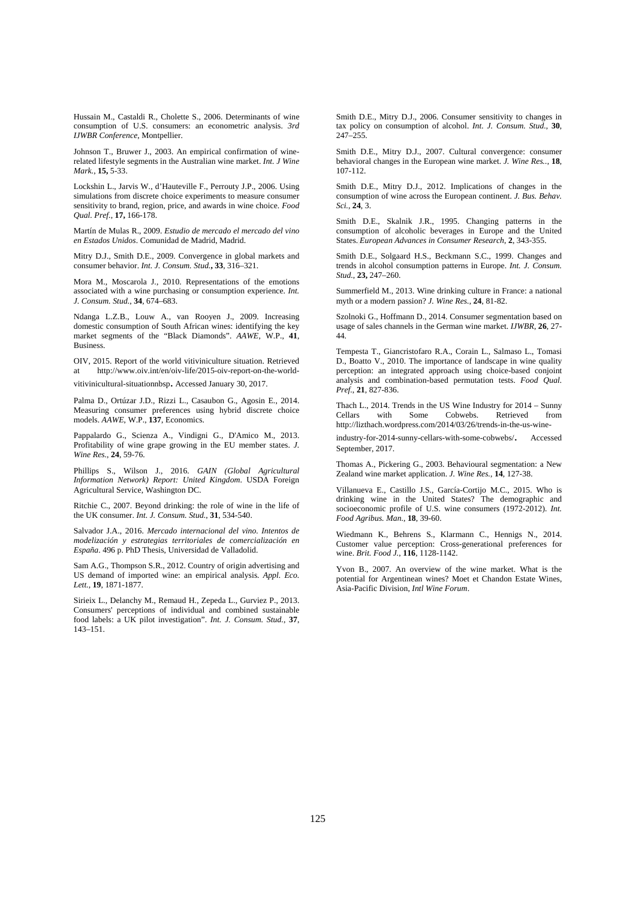Hussain M., Castaldi R., Cholette S., 2006. Determinants of wine consumption of U.S. consumers: an econometric analysis. *3rd IJWBR Conference*, Montpellier.

Johnson T., Bruwer J., 2003. An empirical confirmation of wine-related lifestyle segments in the Australian wine market. *Int. J Wine Mark.*, **15,** 5-33.

Lockshin L., Jarvis W., d'Hauteville F., Perrouty J.P., 2006. Using simulations from discrete choice experiments to measure consumer sensitivity to brand, region, price, and awards in wine choice. *Food Qual. Pref.*, **17,** 166-178.

Martín de Mulas R., 2009. *Estudio de mercado el mercado del vino en Estados Unidos*. Comunidad de Madrid, Madrid.

Mitry D.J., Smith D.E., 2009. Convergence in global markets and consumer behavior. *Int. J. Consum. Stud.***, 33**, 316–321.

Mora M., Moscarola J., 2010. Representations of the emotions associated with a wine purchasing or consumption experience. *Int. J. Consum. Stud.*, **34**, 674–683.

Ndanga L.Z.B., Louw A., van Rooyen J., 2009. Increasing domestic consumption of South African wines: identifying the key market segments of the "Black Diamonds". *AAWE*, W.P., **41**, Business.

OIV, 2015. Report of the world vitiviniculture situation. Retrieved at http://www.oiv.int/en/oiv-life/2015-oiv-report-on-the-world-vitivinicultural-situationnbsp. Accessed January 30, 2017.

Palma D., Ortúzar J.D., Rizzi L., Casaubon G., Agosin E., 2014. Measuring consumer preferences using hybrid discrete choice models. *AAWE*, W.P., **137**, Economics.

Pappalardo G., Scienza A., Vindigni G., D'Amico M., 2013. Profitability of wine grape growing in the EU member states. *J. Wine Res.*, **24**, 59-76.

Phillips S., Wilson J., 2016. *GAIN (Global Agricultural Information Network) Report: United Kingdom*. USDA Foreign Agricultural Service, Washington DC.

Ritchie C., 2007. Beyond drinking: the role of wine in the life of the UK consumer. *Int. J. Consum. Stud.*, **31**, 534-540.

Salvador J.A., 2016. *Mercado internacional del vino. Intentos de modelización y estrategias territoriales de comercialización en España*. 496 p. PhD Thesis, Universidad de Valladolid.

Sam A.G., Thompson S.R., 2012. Country of origin advertising and US demand of imported wine: an empirical analysis. *Appl. Eco. Lett.*, **19**, 1871-1877.

Sirieix L., Delanchy M., Remaud H., Zepeda L., Gurviez P., 2013. Consumers' perceptions of individual and combined sustainable food labels: a UK pilot investigation". *Int. J. Consum. Stud.*, **37**, 143–151.

Smith D.E., Mitry D.J., 2006. Consumer sensitivity to changes in tax policy on consumption of alcohol. *Int. J. Consum. Stud.*, **30**, 247–255.

Smith D.E., Mitry D.J., 2007. Cultural convergence: consumer behavioral changes in the European wine market. *J. Wine Res..*, **18**, 107-112.

Smith D.E., Mitry D.J., 2012. Implications of changes in the consumption of wine across the European continent. *J. Bus. Behav. Sci.*, **24**, 3.

Smith D.E., Skalnik J.R., 1995. Changing patterns in the consumption of alcoholic beverages in Europe and the United States. *European Advances in Consumer Research*, **2**, 343-355.

Smith D.E., Solgaard H.S., Beckmann S.C., 1999. Changes and trends in alcohol consumption patterns in Europe. *Int. J. Consum. Stud.*, **23,** 247–260.

Summerfield M., 2013. Wine drinking culture in France: a national myth or a modern passion? *J. Wine Res.*, **24**, 81-82.

Szolnoki G., Hoffmann D., 2014. Consumer segmentation based on usage of sales channels in the German wine market. *IJWBR*, **26**, 27-44.

Tempesta T., Giancristofaro R.A., Corain L., Salmaso L., Tomasi D., Boatto V., 2010. The importance of landscape in wine quality perception: an integrated approach using choice-based conjoint analysis and combination-based permutation tests. *Food Qual. Pref.*, **21**, 827-836.

Thach L., 2014. Trends in the US Wine Industry for 2014 – Sunny Cellars with Some Cobwebs. Retrieved from http://lizthach.wordpress.com/2014/03/26/trends-in-the-us-wine-industry-for-2014-sunny-cellars-with-some-cobwebs/. Accessed September, 2017.

Thomas A., Pickering G., 2003. Behavioural segmentation: a New Zealand wine market application. *J. Wine Res.*, **14**, 127-38.

Villanueva E., Castillo J.S., García-Cortijo M.C., 2015. Who is drinking wine in the United States? The demographic and socioeconomic profile of U.S. wine consumers (1972-2012). *Int. Food Agribus. Man.*, **18**, 39-60.

Wiedmann K., Behrens S., Klarmann C., Hennigs N., 2014. Customer value perception: Cross-generational preferences for wine. *Brit. Food J.*, **116**, 1128-1142.

Yvon B., 2007. An overview of the wine market. What is the potential for Argentinean wines? Moet et Chandon Estate Wines, Asia-Pacific Division, *Intl Wine Forum*.